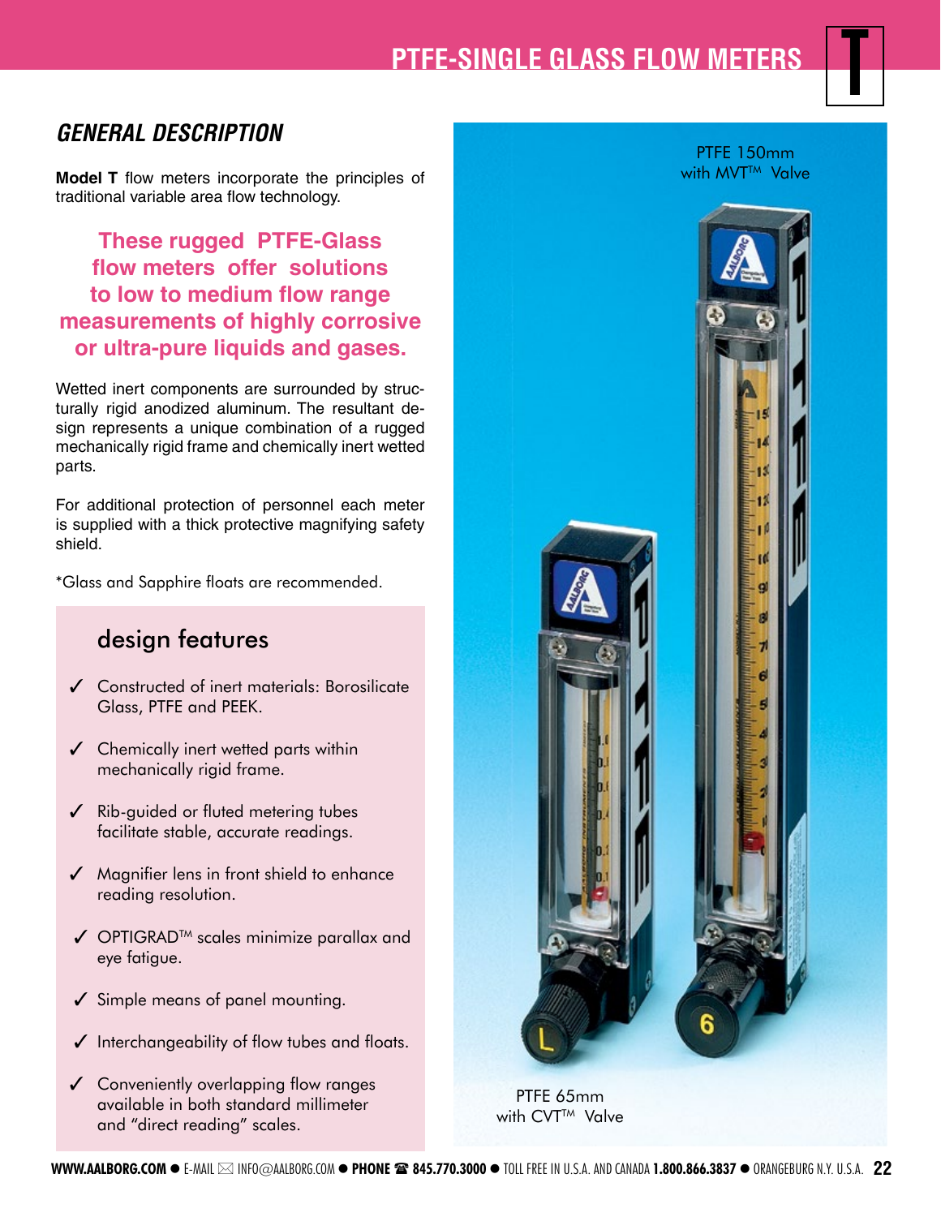# PTFE-SINGLE GLASS FLOW METERS

## GENERAL DESCRIPTION

**Model T** flow meters incorporate the principles of traditional variable area flow technology.

**These rugged PTFE-Glass flow meters offer solutions to low to medium flow range measurements of highly corrosive or ultra-pure liquids and gases.**

Wetted inert components are surrounded by structurally rigid anodized aluminum. The resultant design represents a unique combination of a rugged mechanically rigid frame and chemically inert wetted parts.

For additional protection of personnel each meter is supplied with a thick protective magnifying safety shield.

*Glass and Sapphire floats are recommended.

### design features

- ✓ Constructed of inert materials: Borosilicate Glass, PTFE and PEEK.
- ✓ Chemically inert wetted parts within mechanically rigid frame.
- ✓ Rib-guided or fluted metering tubes facilitate stable, accurate readings.
- ✓ Magnifier lens in front shield to enhance reading resolution.
- ✓ OPTIGRAD™ scales minimize parallax and eye fatigue.
- ✓ Simple means of panel mounting.
- ✓ Interchangeability of flow tubes and floats.
- ✓ Conveniently overlapping flow ranges available in both standard millimeter and "direct reading" scales.

PTFE 150mm with MVT™ Valve

PTFE 65mm with CVT™ Valve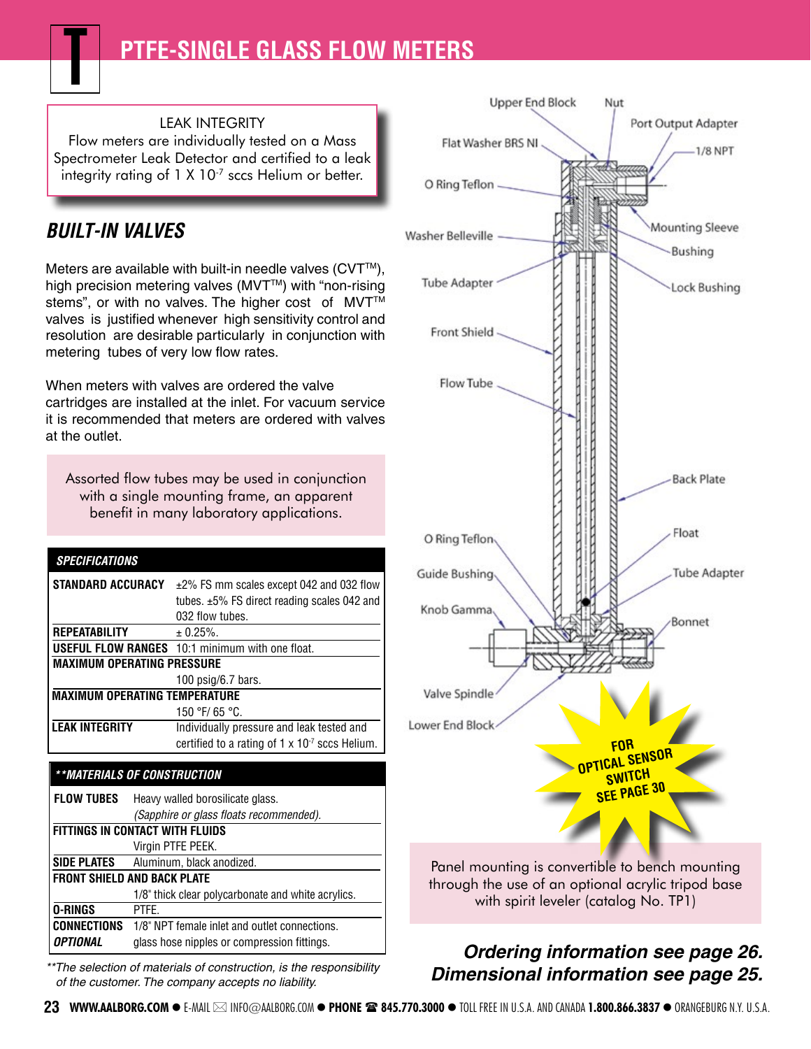# PTFE-SINGLE GLASS FLOW METERS

LEAK INTEGRITY
Flow meters are individually tested on a Mass Spectrometer Leak Detector and certified to a leak integrity rating of 1 X $10^{-7}$ sccs Helium or better.

## *BUILT-IN VALVES*

Meters are available with built-in needle valves (CVT™), high precision metering valves (MVT™) with "non-rising stems", or with no valves. The higher cost of MVT™ valves is justified whenever high sensitivity control and resolution are desirable particularly in conjunction with metering tubes of very low flow rates.

When meters with valves are ordered the valve cartridges are installed at the inlet. For vacuum service it is recommended that meters are ordered with valves at the outlet.

Assorted flow tubes may be used in conjunction with a single mounting frame, an apparent benefit in many laboratory applications.

| *SPECIFICATIONS* | |
|---|---|
| **STANDARD ACCURACY** | ±2% FS mm scales except 042 and 032 flow tubes. ±5% FS direct reading scales 042 and 032 flow tubes. |
| **REPEATABILITY** | ± 0.25%. |
| **USEFUL FLOW RANGES** | 10:1 minimum with one float. |
| **MAXIMUM OPERATING PRESSURE** | 100 psig/6.7 bars. |
| **MAXIMUM OPERATING TEMPERATURE** | 150 °F/ 65 °C. |
| **LEAK INTEGRITY** | Individually pressure and leak tested and certified to a rating of 1 x $10^{-7}$ sccs Helium. |

| *\*\*MATERIALS OF CONSTRUCTION* | |
|---|---|
| **FLOW TUBES** | Heavy walled borosilicate glass. *(Sapphire or glass floats recommended).* |
| **FITTINGS IN CONTACT WITH FLUIDS** | Virgin PTFE PEEK. |
| **SIDE PLATES** | Aluminum, black anodized. |
| **FRONT SHIELD AND BACK PLATE** | 1/8" thick clear polycarbonate and white acrylics. |
| **O-RINGS** | PTFE. |
| **CONNECTIONS** | 1/8" NPT female inlet and outlet connections. |
| ***OPTIONAL*** | glass hose nipples or compression fittings. |

*\*\*The selection of materials of construction, is the responsibility of the customer. The company accepts no liability.*

Upper End Block, Nut, Port Output Adapter, 1/8 NPT, Flat Washer BRS NI, O Ring Teflon, Mounting Sleeve, Bushing, Washer Belleville, Lock Bushing, Tube Adapter, Front Shield, Flow Tube, Back Plate, O Ring Teflon, Float, Guide Bushing, Tube Adapter, Knob Gamma, Bonnet, Valve Spindle, Lower End Block

**FOR OPTICAL SENSOR SWITCH SEE PAGE 30**

Panel mounting is convertible to bench mounting through the use of an optional acrylic tripod base with spirit leveler (catalog No. TP1)

***Ordering information see page 26.***
***Dimensional information see page 25.***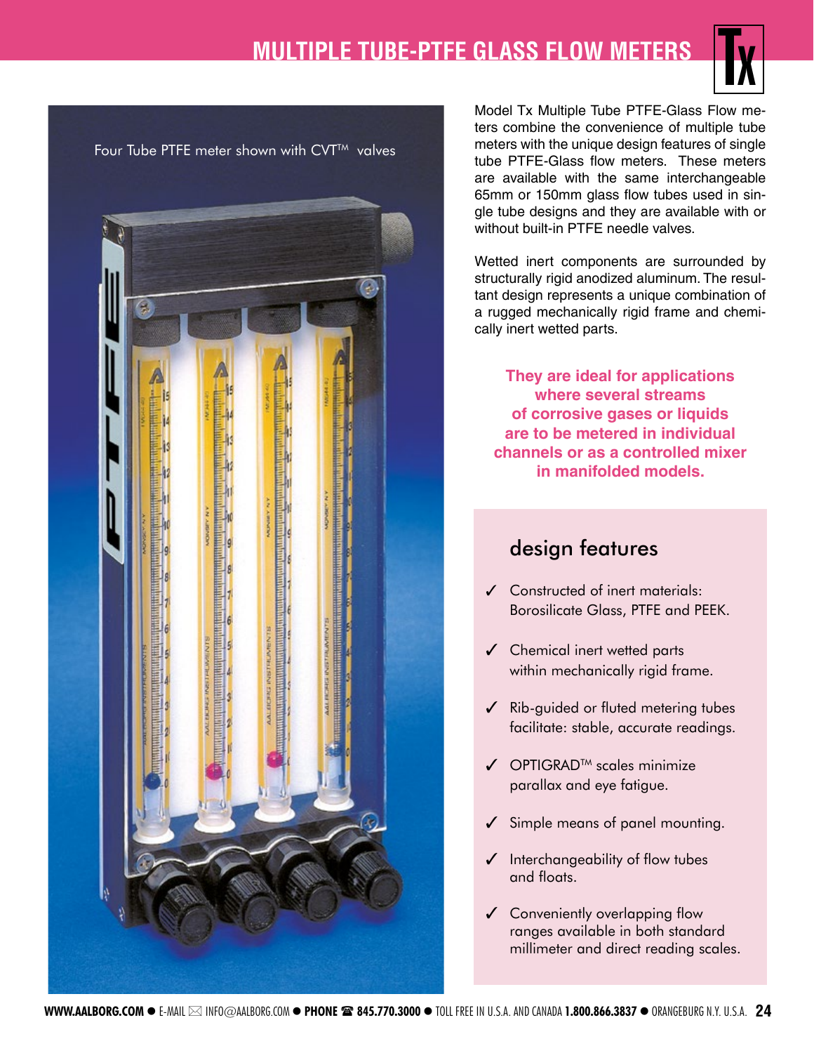# MULTIPLE TUBE-PTFE GLASS FLOW METERS

Four Tube PTFE meter shown with CVT™ valves

Model Tx Multiple Tube PTFE-Glass Flow meters combine the convenience of multiple tube meters with the unique design features of single tube PTFE-Glass flow meters. These meters are available with the same interchangeable 65mm or 150mm glass flow tubes used in single tube designs and they are available with or without built-in PTFE needle valves.

Wetted inert components are surrounded by structurally rigid anodized aluminum. The resultant design represents a unique combination of a rugged mechanically rigid frame and chemically inert wetted parts.

**They are ideal for applications where several streams of corrosive gases or liquids are to be metered in individual channels or as a controlled mixer in manifolded models.**

## design features

- ✓ Constructed of inert materials: Borosilicate Glass, PTFE and PEEK.
- ✓ Chemical inert wetted parts within mechanically rigid frame.
- ✓ Rib-guided or fluted metering tubes facilitate: stable, accurate readings.
- ✓ OPTIGRAD™ scales minimize parallax and eye fatigue.
- ✓ Simple means of panel mounting.
- ✓ Interchangeability of flow tubes and floats.
- ✓ Conveniently overlapping flow ranges available in both standard millimeter and direct reading scales.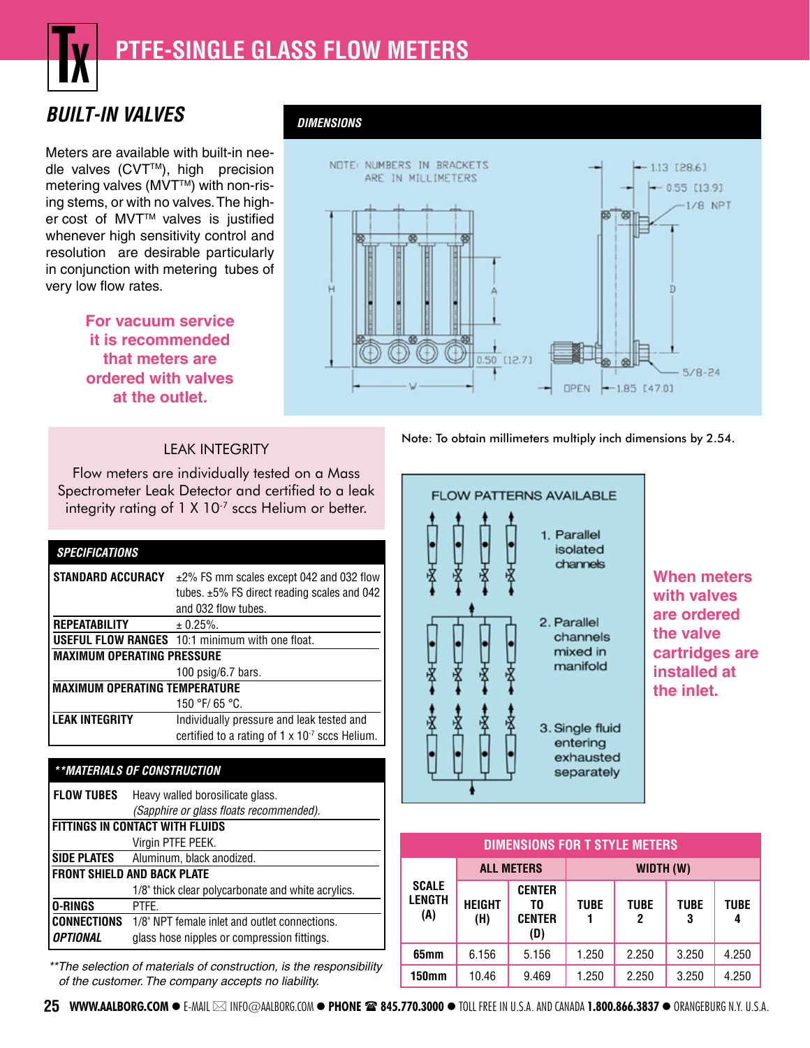# PTFE-SINGLE GLASS FLOW METERS

## BUILT-IN VALVES

Meters are available with built-in needle valves (CVT™), high precision metering valves (MVT™) with non-rising stems, or with no valves. The higher cost of MVT™ valves is justified whenever high sensitivity control and resolution are desirable particularly in conjunction with metering tubes of very low flow rates.

**For vacuum service it is recommended that meters are ordered with valves at the outlet.**

### DIMENSIONS

NOTE: NUMBERS IN BRACKETS ARE IN MILLIMETERS

1.13 [28.6]
0.55 [13.9]
1/8 NPT
H
A
D
0.50 [12.7]
W
OPEN
1.85 [47.0]
5/8-24

Note: To obtain millimeters multiply inch dimensions by 2.54.

### LEAK INTEGRITY

Flow meters are individually tested on a Mass Spectrometer Leak Detector and certified to a leak integrity rating of 1 X $10^{-7}$ sccs Helium or better.

### FLOW PATTERNS AVAILABLE

1. Parallel isolated channels
2. Parallel channels mixed in manifold
3. Single fluid entering exhausted separately

**When meters with valves are ordered the valve cartridges are installed at the inlet.**

### SPECIFICATIONS

| | |
|---|---|
| **STANDARD ACCURACY** | ±2% FS mm scales except 042 and 032 flow tubes. ±5% FS direct reading scales and 042 and 032 flow tubes. |
| **REPEATABILITY** | ± 0.25%. |
| **USEFUL FLOW RANGES** | 10:1 minimum with one float. |
| **MAXIMUM OPERATING PRESSURE** | 100 psig/6.7 bars. |
| **MAXIMUM OPERATING TEMPERATURE** | 150 °F/ 65 °C. |
| **LEAK INTEGRITY** | Individually pressure and leak tested and certified to a rating of 1 x $10^{-7}$ sccs Helium. |

### **MATERIALS OF CONSTRUCTION

| | |
|---|---|
| **FLOW TUBES** | Heavy walled borosilicate glass. *(Sapphire or glass floats recommended).* |
| **FITTINGS IN CONTACT WITH FLUIDS** | Virgin PTFE PEEK. |
| **SIDE PLATES** | Aluminum, black anodized. |
| **FRONT SHIELD AND BACK PLATE** | 1/8" thick clear polycarbonate and white acrylics. |
| **O-RINGS** | PTFE. |
| **CONNECTIONS** | 1/8" NPT female inlet and outlet connections. |
| ***OPTIONAL*** | glass hose nipples or compression fittings. |

*\*\*The selection of materials of construction, is the responsibility of the customer. The company accepts no liability.*

### DIMENSIONS FOR T STYLE METERS

| SCALE LENGTH (A) | ALL METERS | | WIDTH (W) | | | |
|---|---|---|---|---|---|---|
| | HEIGHT (H) | CENTER TO CENTER (D) | TUBE 1 | TUBE 2 | TUBE 3 | TUBE 4 |
| **65mm** | 6.156 | 5.156 | 1.250 | 2.250 | 3.250 | 4.250 |
| **150mm** | 10.46 | 9.469 | 1.250 | 2.250 | 3.250 | 4.250 |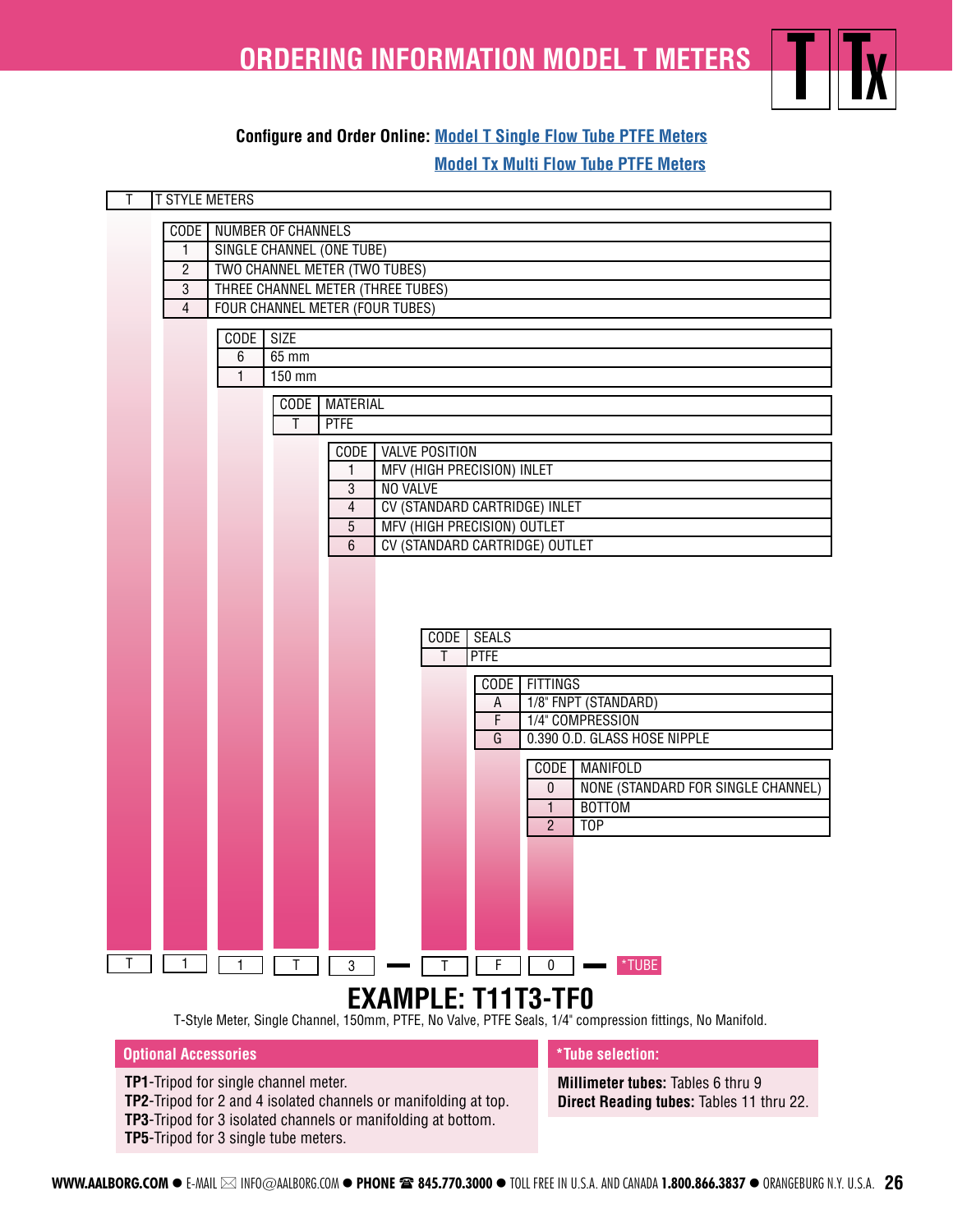# ORDERING INFORMATION MODEL T METERS

T Tx

**Configure and Order Online:** Model T Single Flow Tube PTFE Meters

Model Tx Multi Flow Tube PTFE Meters

| | |
|---|---|
| T | T STYLE METERS |

| CODE | NUMBER OF CHANNELS |
|---|---|
| 1 | SINGLE CHANNEL (ONE TUBE) |
| 2 | TWO CHANNEL METER (TWO TUBES) |
| 3 | THREE CHANNEL METER (THREE TUBES) |
| 4 | FOUR CHANNEL METER (FOUR TUBES) |

| CODE | SIZE |
|---|---|
| 6 | 65 mm |
| 1 | 150 mm |

| CODE | MATERIAL |
|---|---|
| T | PTFE |

| CODE | VALVE POSITION |
|---|---|
| 1 | MFV (HIGH PRECISION) INLET |
| 3 | NO VALVE |
| 4 | CV (STANDARD CARTRIDGE) INLET |
| 5 | MFV (HIGH PRECISION) OUTLET |
| 6 | CV (STANDARD CARTRIDGE) OUTLET |

| CODE | SEALS |
|---|---|
| T | PTFE |

| CODE | FITTINGS |
|---|---|
| A | 1/8" FNPT (STANDARD) |
| F | 1/4" COMPRESSION |
| G | 0.390 O.D. GLASS HOSE NIPPLE |

| CODE | MANIFOLD |
|---|---|
| 0 | NONE (STANDARD FOR SINGLE CHANNEL) |
| 1 | BOTTOM |
| 2 | TOP |

T 1 1 T 3 — T F 0 — *TUBE

## EXAMPLE: T11T3-TF0

T-Style Meter, Single Channel, 150mm, PTFE, No Valve, PTFE Seals, 1/4" compression fittings, No Manifold.

### Optional Accessories

**TP1**-Tripod for single channel meter.
**TP2**-Tripod for 2 and 4 isolated channels or manifolding at top.
**TP3**-Tripod for 3 isolated channels or manifolding at bottom.
**TP5**-Tripod for 3 single tube meters.

### *Tube selection:

**Millimeter tubes:** Tables 6 thru 9
**Direct Reading tubes:** Tables 11 thru 22.

WWW.AALBORG.COM ● E-MAIL INFO@AALBORG.COM ● PHONE 845.770.3000 ● TOLL FREE IN U.S.A. AND CANADA 1.800.866.3837 ● ORANGEBURG N.Y. U.S.A.